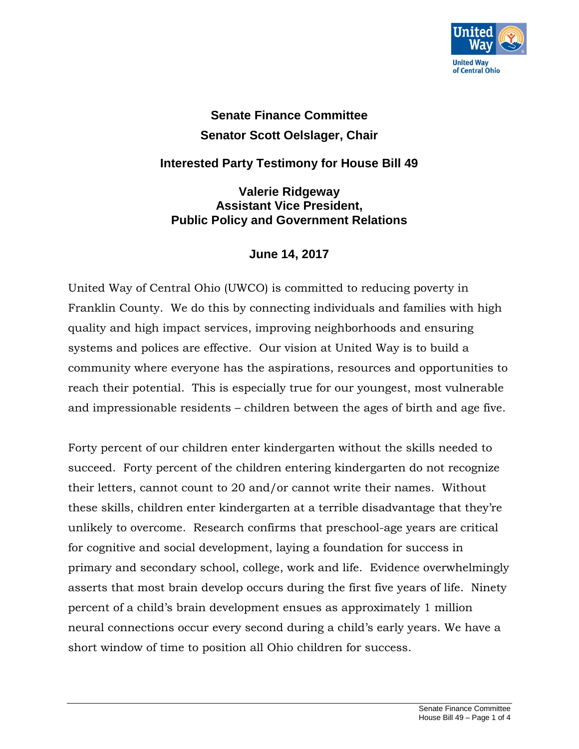**Senate Finance Committee**

**Senator Scott Oelslager, Chair**

**Interested Party Testimony for House Bill 49**

**Valerie Ridgeway**
**Assistant Vice President,**
**Public Policy and Government Relations**

**June 14, 2017**

United Way of Central Ohio (UWCO) is committed to reducing poverty in Franklin County. We do this by connecting individuals and families with high quality and high impact services, improving neighborhoods and ensuring systems and polices are effective. Our vision at United Way is to build a community where everyone has the aspirations, resources and opportunities to reach their potential. This is especially true for our youngest, most vulnerable and impressionable residents – children between the ages of birth and age five.

Forty percent of our children enter kindergarten without the skills needed to succeed. Forty percent of the children entering kindergarten do not recognize their letters, cannot count to 20 and/or cannot write their names. Without these skills, children enter kindergarten at a terrible disadvantage that they're unlikely to overcome. Research confirms that preschool-age years are critical for cognitive and social development, laying a foundation for success in primary and secondary school, college, work and life. Evidence overwhelmingly asserts that most brain develop occurs during the first five years of life. Ninety percent of a child's brain development ensues as approximately 1 million neural connections occur every second during a child's early years. We have a short window of time to position all Ohio children for success.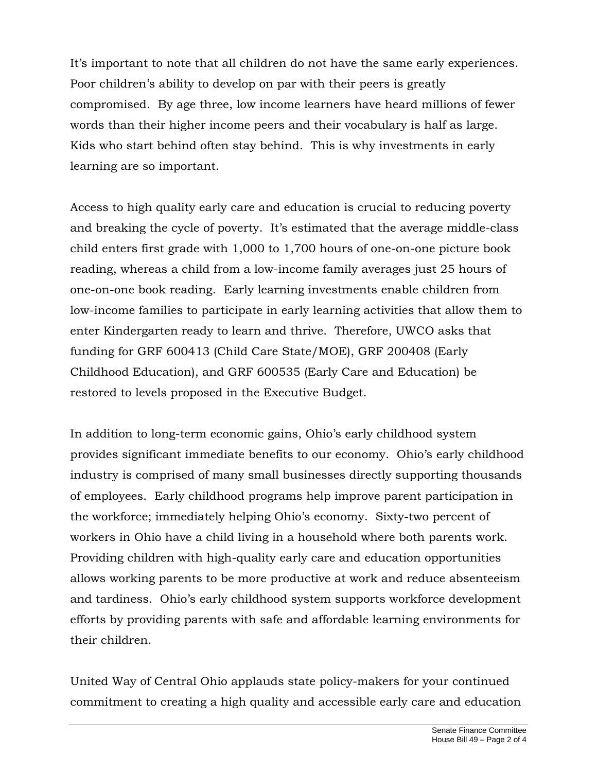It's important to note that all children do not have the same early experiences. Poor children's ability to develop on par with their peers is greatly compromised. By age three, low income learners have heard millions of fewer words than their higher income peers and their vocabulary is half as large. Kids who start behind often stay behind. This is why investments in early learning are so important.

Access to high quality early care and education is crucial to reducing poverty and breaking the cycle of poverty. It's estimated that the average middle-class child enters first grade with 1,000 to 1,700 hours of one-on-one picture book reading, whereas a child from a low-income family averages just 25 hours of one-on-one book reading. Early learning investments enable children from low-income families to participate in early learning activities that allow them to enter Kindergarten ready to learn and thrive. Therefore, UWCO asks that funding for GRF 600413 (Child Care State/MOE), GRF 200408 (Early Childhood Education), and GRF 600535 (Early Care and Education) be restored to levels proposed in the Executive Budget.

In addition to long-term economic gains, Ohio's early childhood system provides significant immediate benefits to our economy. Ohio's early childhood industry is comprised of many small businesses directly supporting thousands of employees. Early childhood programs help improve parent participation in the workforce; immediately helping Ohio's economy. Sixty-two percent of workers in Ohio have a child living in a household where both parents work. Providing children with high-quality early care and education opportunities allows working parents to be more productive at work and reduce absenteeism and tardiness. Ohio's early childhood system supports workforce development efforts by providing parents with safe and affordable learning environments for their children.

United Way of Central Ohio applauds state policy-makers for your continued commitment to creating a high quality and accessible early care and education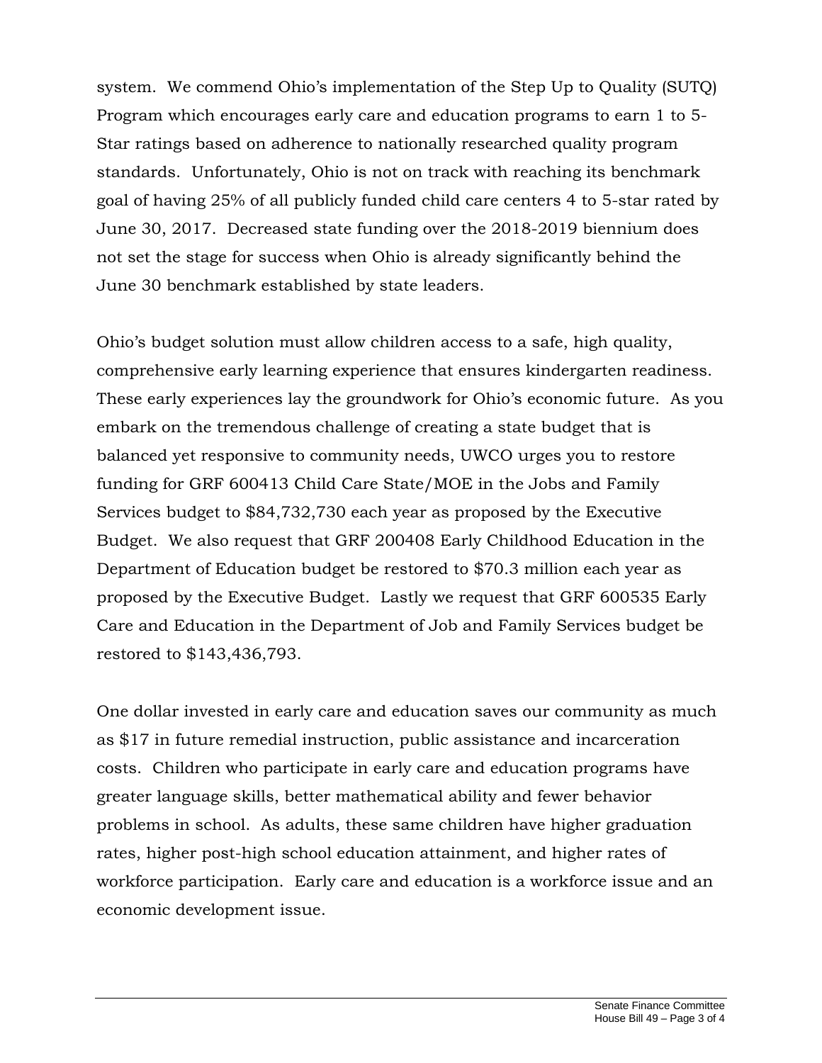system. We commend Ohio's implementation of the Step Up to Quality (SUTQ) Program which encourages early care and education programs to earn 1 to 5-Star ratings based on adherence to nationally researched quality program standards. Unfortunately, Ohio is not on track with reaching its benchmark goal of having 25% of all publicly funded child care centers 4 to 5-star rated by June 30, 2017. Decreased state funding over the 2018-2019 biennium does not set the stage for success when Ohio is already significantly behind the June 30 benchmark established by state leaders.

Ohio's budget solution must allow children access to a safe, high quality, comprehensive early learning experience that ensures kindergarten readiness. These early experiences lay the groundwork for Ohio's economic future. As you embark on the tremendous challenge of creating a state budget that is balanced yet responsive to community needs, UWCO urges you to restore funding for GRF 600413 Child Care State/MOE in the Jobs and Family Services budget to $84,732,730 each year as proposed by the Executive Budget. We also request that GRF 200408 Early Childhood Education in the Department of Education budget be restored to $70.3 million each year as proposed by the Executive Budget. Lastly we request that GRF 600535 Early Care and Education in the Department of Job and Family Services budget be restored to $143,436,793.

One dollar invested in early care and education saves our community as much as $17 in future remedial instruction, public assistance and incarceration costs. Children who participate in early care and education programs have greater language skills, better mathematical ability and fewer behavior problems in school. As adults, these same children have higher graduation rates, higher post-high school education attainment, and higher rates of workforce participation. Early care and education is a workforce issue and an economic development issue.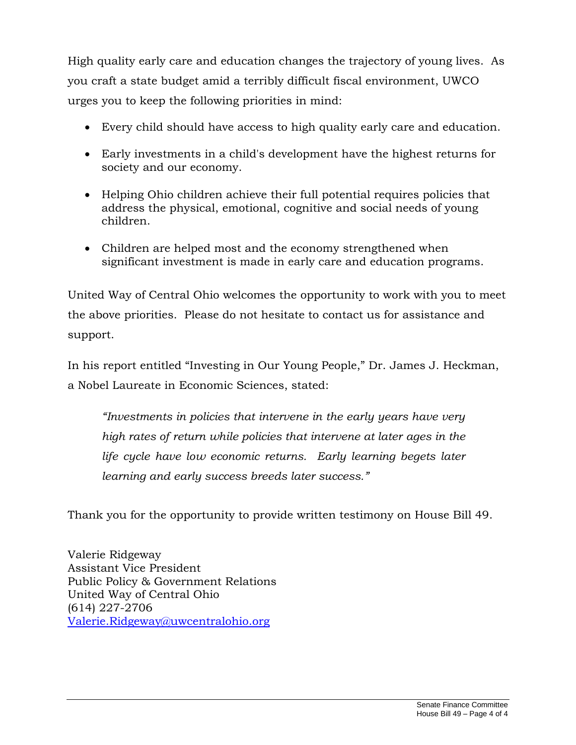High quality early care and education changes the trajectory of young lives. As you craft a state budget amid a terribly difficult fiscal environment, UWCO urges you to keep the following priorities in mind:

- Every child should have access to high quality early care and education.
- Early investments in a child's development have the highest returns for society and our economy.
- Helping Ohio children achieve their full potential requires policies that address the physical, emotional, cognitive and social needs of young children.
- Children are helped most and the economy strengthened when significant investment is made in early care and education programs.

United Way of Central Ohio welcomes the opportunity to work with you to meet the above priorities. Please do not hesitate to contact us for assistance and support.

In his report entitled "Investing in Our Young People," Dr. James J. Heckman, a Nobel Laureate in Economic Sciences, stated:

> *"Investments in policies that intervene in the early years have very high rates of return while policies that intervene at later ages in the life cycle have low economic returns. Early learning begets later learning and early success breeds later success."*

Thank you for the opportunity to provide written testimony on House Bill 49.

Valerie Ridgeway
Assistant Vice President
Public Policy & Government Relations
United Way of Central Ohio
(614) 227-2706
Valerie.Ridgeway@uwcentralohio.org